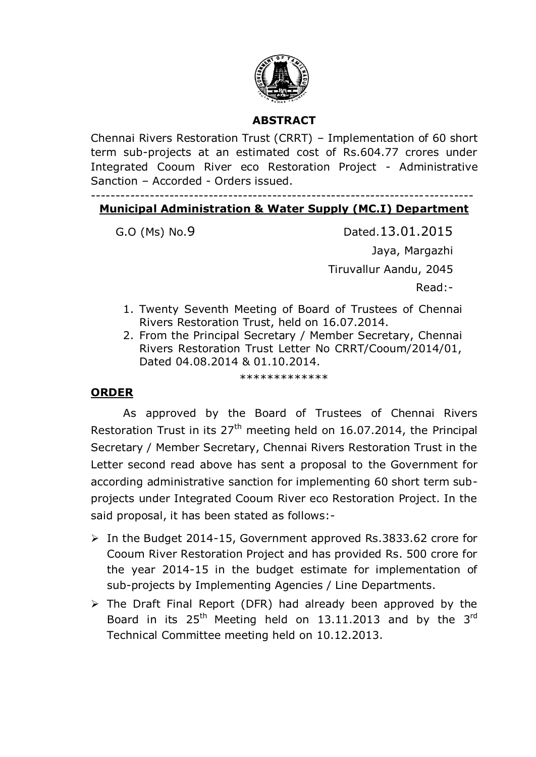## ABSTRACT

Chennai Rivers Restoration Trust (CRRT) – Implementation of 60 short term sub-projects at an estimated cost of Rs.604.77 crores under Integrated Cooum River eco Restoration Project - Administrative Sanction – Accorded - Orders issued.

---

### Municipal Administration & Water Supply (MC.I) Department

G.O (Ms) No.9 Dated.13.01.2015

Jaya, Margazhi

Tiruvallur Aandu, 2045

Read:-

1. Twenty Seventh Meeting of Board of Trustees of Chennai Rivers Restoration Trust, held on 16.07.2014.
2. From the Principal Secretary / Member Secretary, Chennai Rivers Restoration Trust Letter No CRRT/Cooum/2014/01, Dated 04.08.2014 & 01.10.2014.

*************

### ORDER

As approved by the Board of Trustees of Chennai Rivers Restoration Trust in its 27th meeting held on 16.07.2014, the Principal Secretary / Member Secretary, Chennai Rivers Restoration Trust in the Letter second read above has sent a proposal to the Government for according administrative sanction for implementing 60 short term sub-projects under Integrated Cooum River eco Restoration Project. In the said proposal, it has been stated as follows:-

- In the Budget 2014-15, Government approved Rs.3833.62 crore for Cooum River Restoration Project and has provided Rs. 500 crore for the year 2014-15 in the budget estimate for implementation of sub-projects by Implementing Agencies / Line Departments.
- The Draft Final Report (DFR) had already been approved by the Board in its 25th Meeting held on 13.11.2013 and by the 3rd Technical Committee meeting held on 10.12.2013.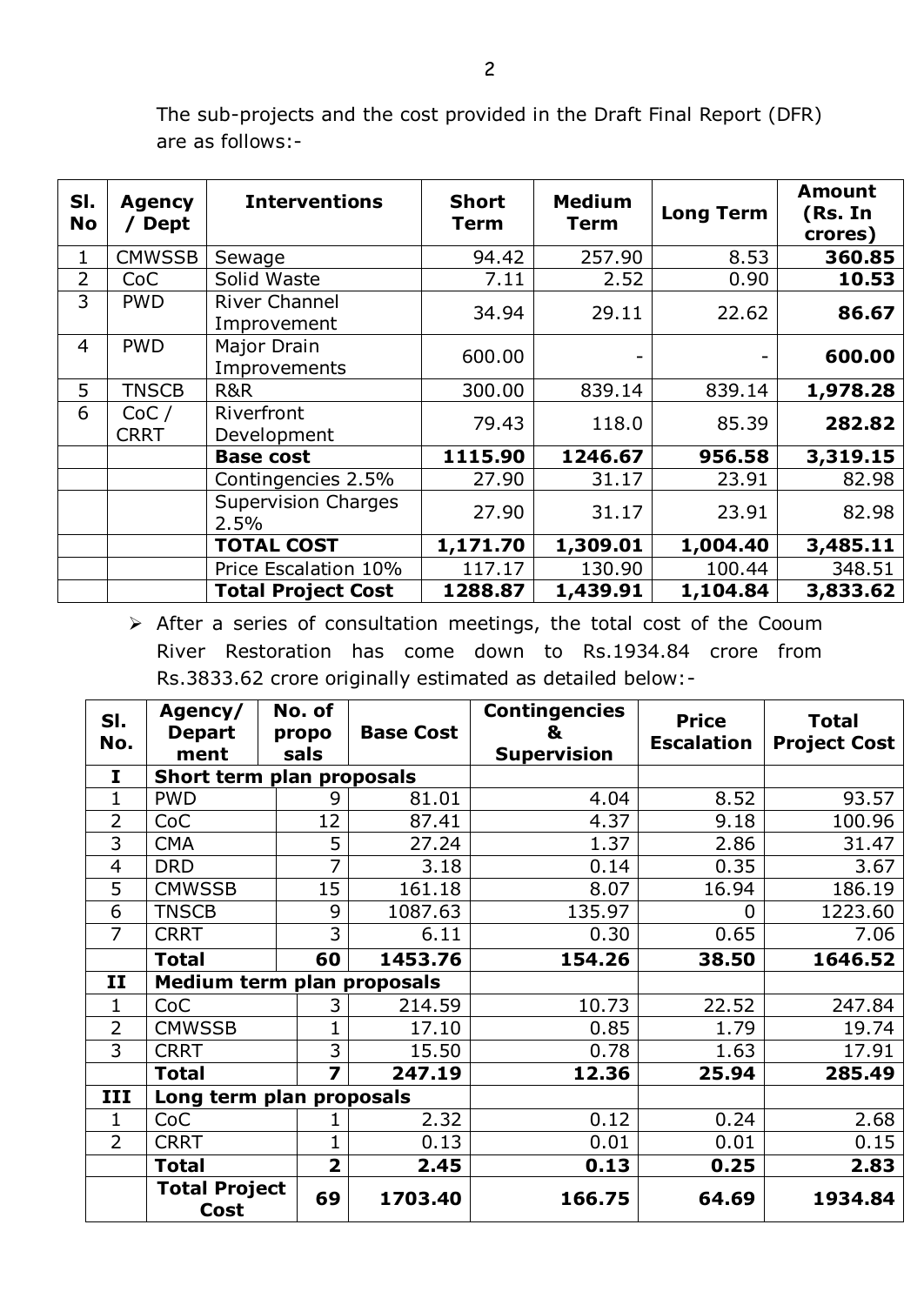The sub-projects and the cost provided in the Draft Final Report (DFR) are as follows:-

| Sl. No | Agency / Dept | Interventions | Short Term | Medium Term | Long Term | Amount (Rs. In crores) |
|---|---|---|---|---|---|---|
| 1 | CMWSSB | Sewage | 94.42 | 257.90 | 8.53 | **360.85** |
| 2 | CoC | Solid Waste | 7.11 | 2.52 | 0.90 | **10.53** |
| 3 | PWD | River Channel Improvement | 34.94 | 29.11 | 22.62 | **86.67** |
| 4 | PWD | Major Drain Improvements | 600.00 | - | - | **600.00** |
| 5 | TNSCB | R&R | 300.00 | 839.14 | 839.14 | **1,978.28** |
| 6 | CoC / CRRT | Riverfront Development | 79.43 | 118.0 | 85.39 | **282.82** |
| | | **Base cost** | **1115.90** | **1246.67** | **956.58** | **3,319.15** |
| | | Contingencies 2.5% | 27.90 | 31.17 | 23.91 | 82.98 |
| | | Supervision Charges 2.5% | 27.90 | 31.17 | 23.91 | 82.98 |
| | | **TOTAL COST** | **1,171.70** | **1,309.01** | **1,004.40** | **3,485.11** |
| | | Price Escalation 10% | 117.17 | 130.90 | 100.44 | 348.51 |
| | | **Total Project Cost** | **1288.87** | **1,439.91** | **1,104.84** | **3,833.62** |

- After a series of consultation meetings, the total cost of the Cooum River Restoration has come down to Rs.1934.84 crore from Rs.3833.62 crore originally estimated as detailed below:-

| Sl. No. | Agency/ Department | No. of proposals | Base Cost | Contingencies & Supervision | Price Escalation | Total Project Cost |
|---|---|---|---|---|---|---|
| **I** | **Short term plan proposals** | | | | | |
| 1 | PWD | 9 | 81.01 | 4.04 | 8.52 | 93.57 |
| 2 | CoC | 12 | 87.41 | 4.37 | 9.18 | 100.96 |
| 3 | CMA | 5 | 27.24 | 1.37 | 2.86 | 31.47 |
| 4 | DRD | 7 | 3.18 | 0.14 | 0.35 | 3.67 |
| 5 | CMWSSB | 15 | 161.18 | 8.07 | 16.94 | 186.19 |
| 6 | TNSCB | 9 | 1087.63 | 135.97 | 0 | 1223.60 |
| 7 | CRRT | 3 | 6.11 | 0.30 | 0.65 | 7.06 |
| | **Total** | **60** | **1453.76** | **154.26** | **38.50** | **1646.52** |
| **II** | **Medium term plan proposals** | | | | | |
| 1 | CoC | 3 | 214.59 | 10.73 | 22.52 | 247.84 |
| 2 | CMWSSB | 1 | 17.10 | 0.85 | 1.79 | 19.74 |
| 3 | CRRT | 3 | 15.50 | 0.78 | 1.63 | 17.91 |
| | **Total** | **7** | **247.19** | **12.36** | **25.94** | **285.49** |
| **III** | **Long term plan proposals** | | | | | |
| 1 | CoC | 1 | 2.32 | 0.12 | 0.24 | 2.68 |
| 2 | CRRT | 1 | 0.13 | 0.01 | 0.01 | 0.15 |
| | **Total** | **2** | **2.45** | **0.13** | **0.25** | **2.83** |
| | **Total Project Cost** | **69** | **1703.40** | **166.75** | **64.69** | **1934.84** |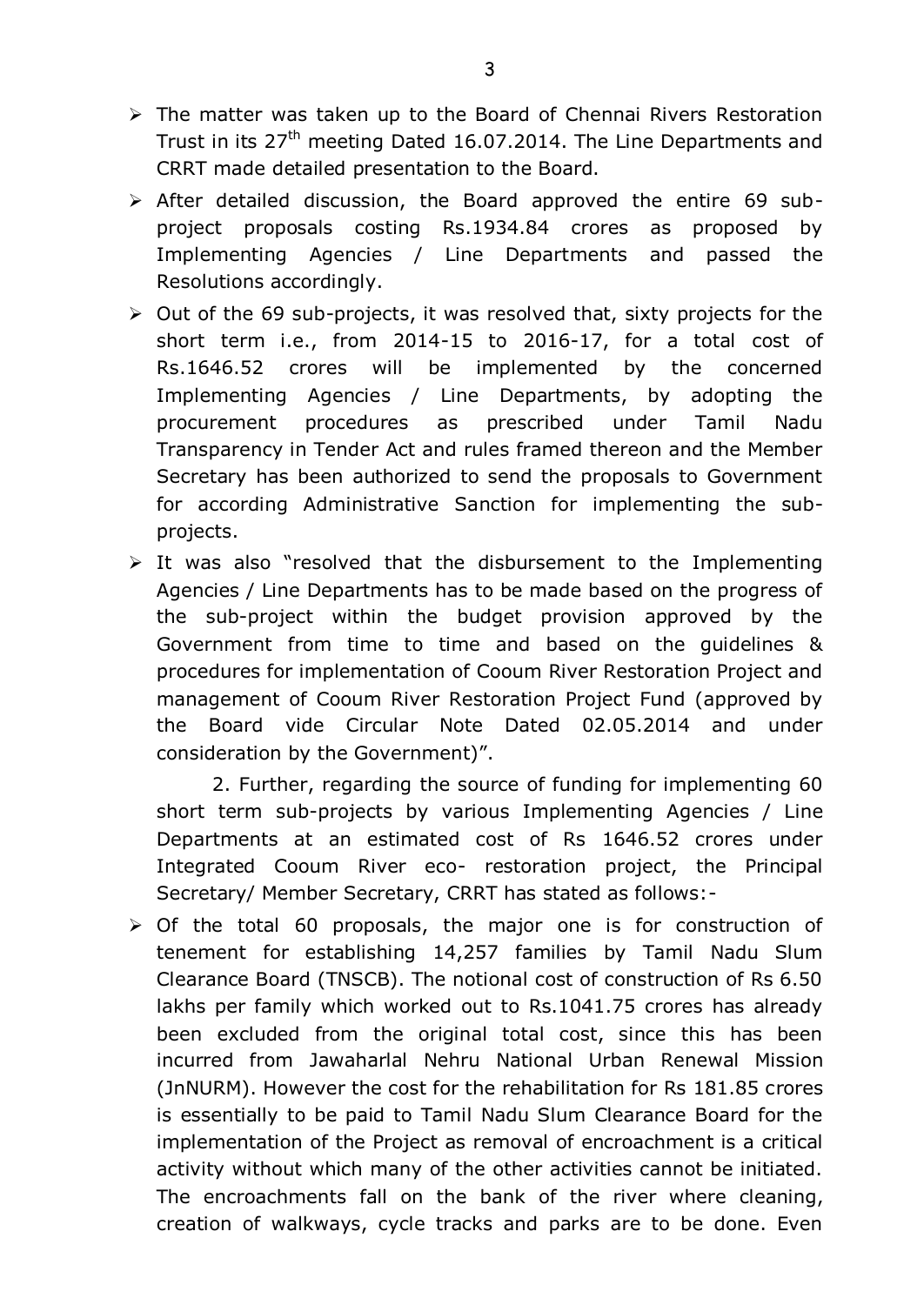- The matter was taken up to the Board of Chennai Rivers Restoration Trust in its 27th meeting Dated 16.07.2014. The Line Departments and CRRT made detailed presentation to the Board.
- After detailed discussion, the Board approved the entire 69 sub-project proposals costing Rs.1934.84 crores as proposed by Implementing Agencies / Line Departments and passed the Resolutions accordingly.
- Out of the 69 sub-projects, it was resolved that, sixty projects for the short term i.e., from 2014-15 to 2016-17, for a total cost of Rs.1646.52 crores will be implemented by the concerned Implementing Agencies / Line Departments, by adopting the procurement procedures as prescribed under Tamil Nadu Transparency in Tender Act and rules framed thereon and the Member Secretary has been authorized to send the proposals to Government for according Administrative Sanction for implementing the sub-projects.
- It was also "resolved that the disbursement to the Implementing Agencies / Line Departments has to be made based on the progress of the sub-project within the budget provision approved by the Government from time to time and based on the guidelines & procedures for implementation of Cooum River Restoration Project and management of Cooum River Restoration Project Fund (approved by the Board vide Circular Note Dated 02.05.2014 and under consideration by the Government)".

2. Further, regarding the source of funding for implementing 60 short term sub-projects by various Implementing Agencies / Line Departments at an estimated cost of Rs 1646.52 crores under Integrated Cooum River eco- restoration project, the Principal Secretary/ Member Secretary, CRRT has stated as follows:-

- Of the total 60 proposals, the major one is for construction of tenement for establishing 14,257 families by Tamil Nadu Slum Clearance Board (TNSCB). The notional cost of construction of Rs 6.50 lakhs per family which worked out to Rs.1041.75 crores has already been excluded from the original total cost, since this has been incurred from Jawaharlal Nehru National Urban Renewal Mission (JnNURM). However the cost for the rehabilitation for Rs 181.85 crores is essentially to be paid to Tamil Nadu Slum Clearance Board for the implementation of the Project as removal of encroachment is a critical activity without which many of the other activities cannot be initiated. The encroachments fall on the bank of the river where cleaning, creation of walkways, cycle tracks and parks are to be done. Even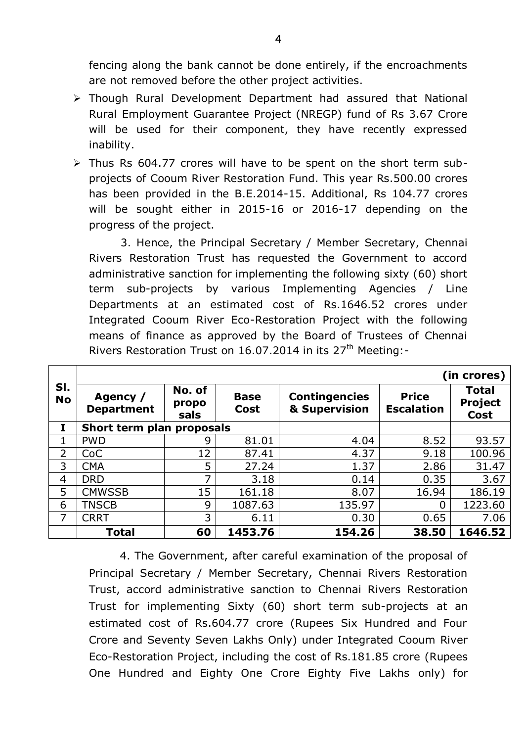fencing along the bank cannot be done entirely, if the encroachments are not removed before the other project activities.

- Though Rural Development Department had assured that National Rural Employment Guarantee Project (NREGP) fund of Rs 3.67 Crore will be used for their component, they have recently expressed inability.
- Thus Rs 604.77 crores will have to be spent on the short term sub-projects of Cooum River Restoration Fund. This year Rs.500.00 crores has been provided in the B.E.2014-15. Additional, Rs 104.77 crores will be sought either in 2015-16 or 2016-17 depending on the progress of the project.

3. Hence, the Principal Secretary / Member Secretary, Chennai Rivers Restoration Trust has requested the Government to accord administrative sanction for implementing the following sixty (60) short term sub-projects by various Implementing Agencies / Line Departments at an estimated cost of Rs.1646.52 crores under Integrated Cooum River Eco-Restoration Project with the following means of finance as approved by the Board of Trustees of Chennai Rivers Restoration Trust on 16.07.2014 in its 27th Meeting:-

| Sl. No | | | | | | (in crores) |
|---|---|---|---|---|---|---|
| | **Agency / Department** | **No. of proposals** | **Base Cost** | **Contingencies & Supervision** | **Price Escalation** | **Total Project Cost** |
| **I** | **Short term plan proposals** | | | | | |
| 1 | PWD | 9 | 81.01 | 4.04 | 8.52 | 93.57 |
| 2 | CoC | 12 | 87.41 | 4.37 | 9.18 | 100.96 |
| 3 | CMA | 5 | 27.24 | 1.37 | 2.86 | 31.47 |
| 4 | DRD | 7 | 3.18 | 0.14 | 0.35 | 3.67 |
| 5 | CMWSSB | 15 | 161.18 | 8.07 | 16.94 | 186.19 |
| 6 | TNSCB | 9 | 1087.63 | 135.97 | 0 | 1223.60 |
| 7 | CRRT | 3 | 6.11 | 0.30 | 0.65 | 7.06 |
| | **Total** | **60** | **1453.76** | **154.26** | **38.50** | **1646.52** |

4. The Government, after careful examination of the proposal of Principal Secretary / Member Secretary, Chennai Rivers Restoration Trust, accord administrative sanction to Chennai Rivers Restoration Trust for implementing Sixty (60) short term sub-projects at an estimated cost of Rs.604.77 crore (Rupees Six Hundred and Four Crore and Seventy Seven Lakhs Only) under Integrated Cooum River Eco-Restoration Project, including the cost of Rs.181.85 crore (Rupees One Hundred and Eighty One Crore Eighty Five Lakhs only) for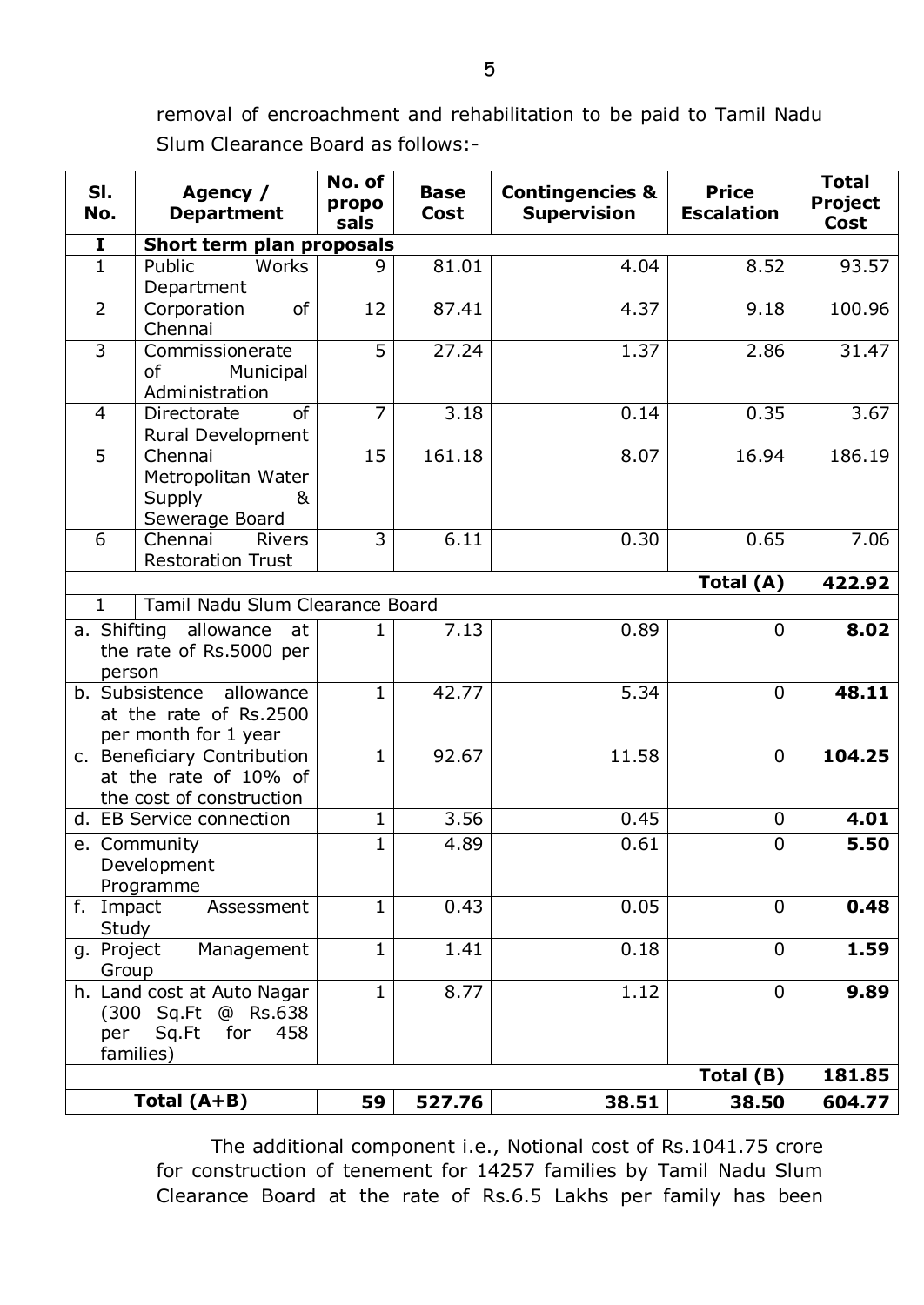removal of encroachment and rehabilitation to be paid to Tamil Nadu Slum Clearance Board as follows:-

| Sl. No. | Agency / Department | No. of proposals | Base Cost | Contingencies & Supervision | Price Escalation | Total Project Cost |
|---|---|---|---|---|---|---|
| **I** | **Short term plan proposals** | | | | | |
| 1 | Public Works Department | 9 | 81.01 | 4.04 | 8.52 | 93.57 |
| 2 | Corporation of Chennai | 12 | 87.41 | 4.37 | 9.18 | 100.96 |
| 3 | Commissionerate of Municipal Administration | 5 | 27.24 | 1.37 | 2.86 | 31.47 |
| 4 | Directorate of Rural Development | 7 | 3.18 | 0.14 | 0.35 | 3.67 |
| 5 | Chennai Metropolitan Water Supply & Sewerage Board | 15 | 161.18 | 8.07 | 16.94 | 186.19 |
| 6 | Chennai Rivers Restoration Trust | 3 | 6.11 | 0.30 | 0.65 | 7.06 |
| | | | | | **Total (A)** | **422.92** |
| 1 | Tamil Nadu Slum Clearance Board | | | | | |
| a. Shifting allowance at the rate of Rs.5000 per person | | 1 | 7.13 | 0.89 | 0 | **8.02** |
| b. Subsistence allowance at the rate of Rs.2500 per month for 1 year | | 1 | 42.77 | 5.34 | 0 | **48.11** |
| c. Beneficiary Contribution at the rate of 10% of the cost of construction | | 1 | 92.67 | 11.58 | 0 | **104.25** |
| d. EB Service connection | | 1 | 3.56 | 0.45 | 0 | **4.01** |
| e. Community Development Programme | | 1 | 4.89 | 0.61 | 0 | **5.50** |
| f. Impact Assessment Study | | 1 | 0.43 | 0.05 | 0 | **0.48** |
| g. Project Management Group | | 1 | 1.41 | 0.18 | 0 | **1.59** |
| h. Land cost at Auto Nagar (300 Sq.Ft @ Rs.638 per Sq.Ft for 458 families) | | 1 | 8.77 | 1.12 | 0 | **9.89** |
| | | | | | **Total (B)** | **181.85** |
| **Total (A+B)** | | **59** | **527.76** | **38.51** | **38.50** | **604.77** |

The additional component i.e., Notional cost of Rs.1041.75 crore for construction of tenement for 14257 families by Tamil Nadu Slum Clearance Board at the rate of Rs.6.5 Lakhs per family has been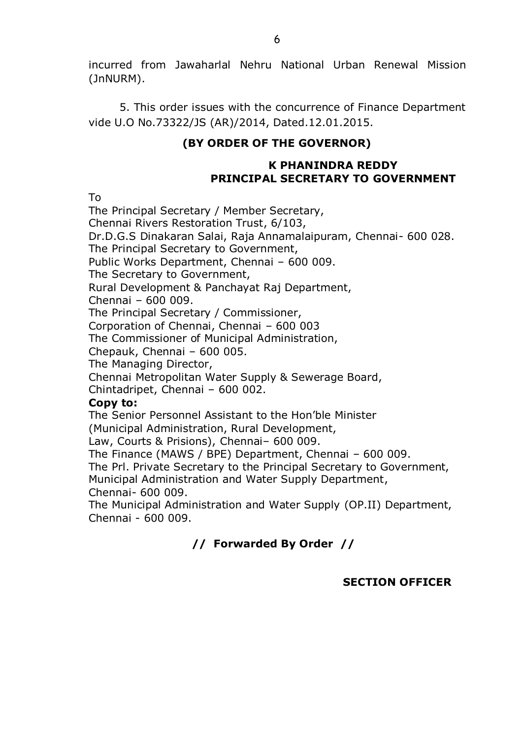incurred from Jawaharlal Nehru National Urban Renewal Mission (JnNURM).

5. This order issues with the concurrence of Finance Department vide U.O No.73322/JS (AR)/2014, Dated.12.01.2015.

**(BY ORDER OF THE GOVERNOR)**

**K PHANINDRA REDDY**
**PRINCIPAL SECRETARY TO GOVERNMENT**

To
The Principal Secretary / Member Secretary,
Chennai Rivers Restoration Trust, 6/103,
Dr.D.G.S Dinakaran Salai, Raja Annamalaipuram, Chennai- 600 028.
The Principal Secretary to Government,
Public Works Department, Chennai – 600 009.
The Secretary to Government,
Rural Development & Panchayat Raj Department,
Chennai – 600 009.
The Principal Secretary / Commissioner,
Corporation of Chennai, Chennai – 600 003
The Commissioner of Municipal Administration,
Chepauk, Chennai – 600 005.
The Managing Director,
Chennai Metropolitan Water Supply & Sewerage Board,
Chintadripet, Chennai – 600 002.

**Copy to:**
The Senior Personnel Assistant to the Hon'ble Minister
(Municipal Administration, Rural Development,
Law, Courts & Prisions), Chennai– 600 009.
The Finance (MAWS / BPE) Department, Chennai – 600 009.
The Prl. Private Secretary to the Principal Secretary to Government,
Municipal Administration and Water Supply Department,
Chennai- 600 009.
The Municipal Administration and Water Supply (OP.II) Department,
Chennai - 600 009.

**// Forwarded By Order //**

**SECTION OFFICER**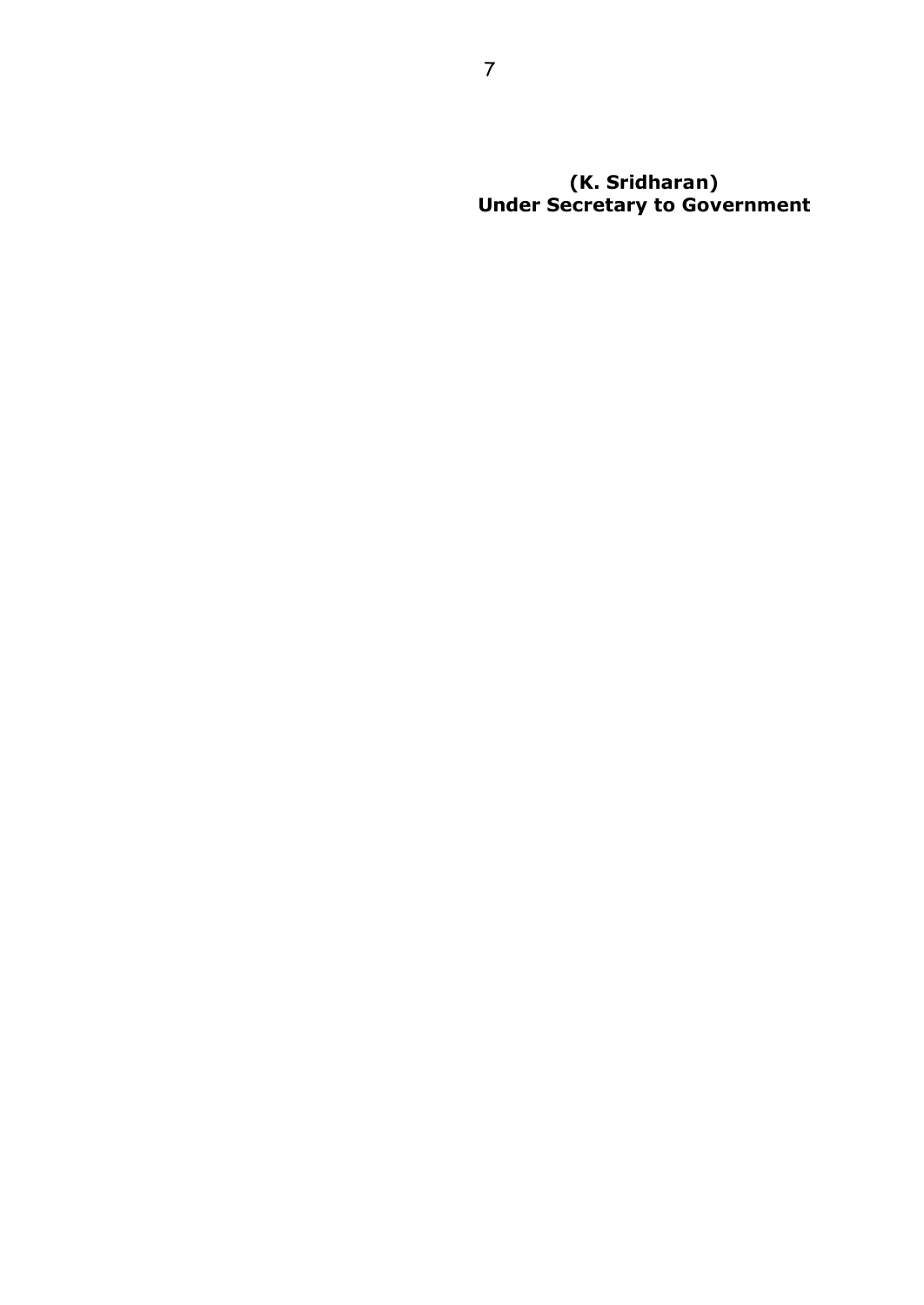**(K. Sridharan)**
**Under Secretary to Government**